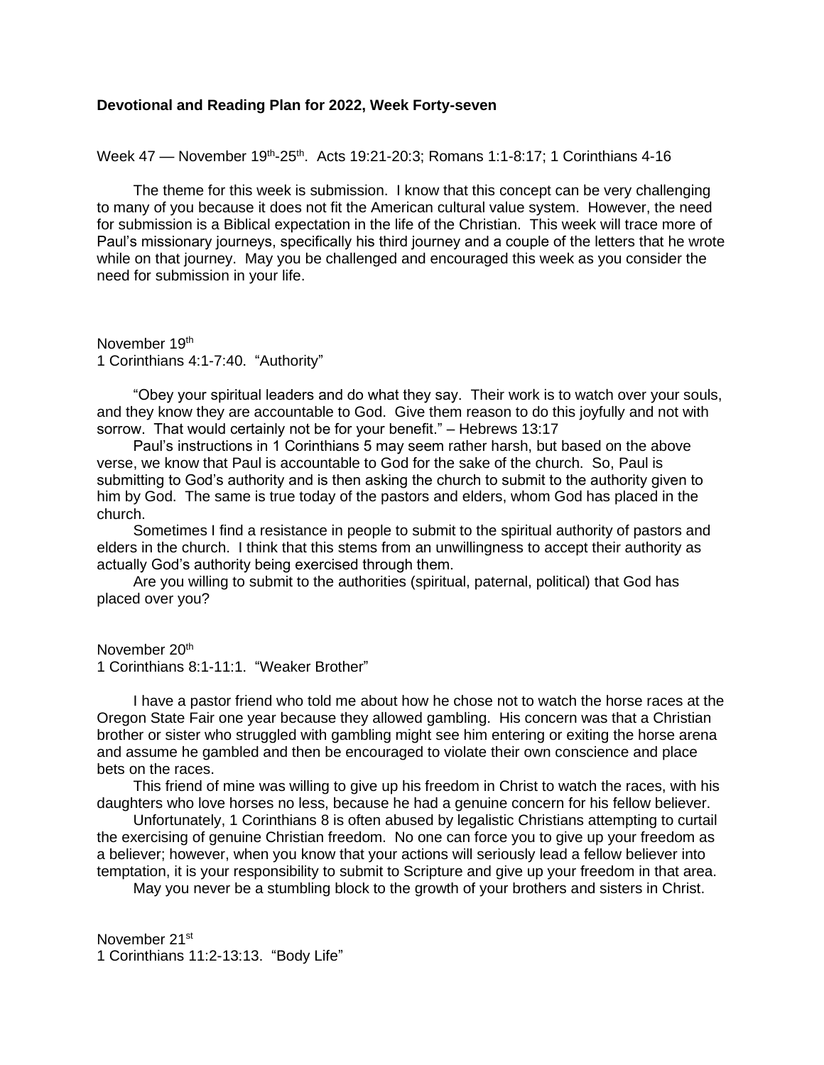**Devotional and Reading Plan for 2022, Week Forty-seven**

Week 47 — November 19th-25th. Acts 19:21-20:3; Romans 1:1-8:17; 1 Corinthians 4-16

The theme for this week is submission. I know that this concept can be very challenging to many of you because it does not fit the American cultural value system. However, the need for submission is a Biblical expectation in the life of the Christian. This week will trace more of Paul's missionary journeys, specifically his third journey and a couple of the letters that he wrote while on that journey. May you be challenged and encouraged this week as you consider the need for submission in your life.

November 19th
1 Corinthians 4:1-7:40. "Authority"

"Obey your spiritual leaders and do what they say. Their work is to watch over your souls, and they know they are accountable to God. Give them reason to do this joyfully and not with sorrow. That would certainly not be for your benefit." – Hebrews 13:17

Paul's instructions in 1 Corinthians 5 may seem rather harsh, but based on the above verse, we know that Paul is accountable to God for the sake of the church. So, Paul is submitting to God's authority and is then asking the church to submit to the authority given to him by God. The same is true today of the pastors and elders, whom God has placed in the church.

Sometimes I find a resistance in people to submit to the spiritual authority of pastors and elders in the church. I think that this stems from an unwillingness to accept their authority as actually God's authority being exercised through them.

Are you willing to submit to the authorities (spiritual, paternal, political) that God has placed over you?

November 20th
1 Corinthians 8:1-11:1. "Weaker Brother"

I have a pastor friend who told me about how he chose not to watch the horse races at the Oregon State Fair one year because they allowed gambling. His concern was that a Christian brother or sister who struggled with gambling might see him entering or exiting the horse arena and assume he gambled and then be encouraged to violate their own conscience and place bets on the races.

This friend of mine was willing to give up his freedom in Christ to watch the races, with his daughters who love horses no less, because he had a genuine concern for his fellow believer.

Unfortunately, 1 Corinthians 8 is often abused by legalistic Christians attempting to curtail the exercising of genuine Christian freedom. No one can force you to give up your freedom as a believer; however, when you know that your actions will seriously lead a fellow believer into temptation, it is your responsibility to submit to Scripture and give up your freedom in that area.

May you never be a stumbling block to the growth of your brothers and sisters in Christ.

November 21st
1 Corinthians 11:2-13:13. "Body Life"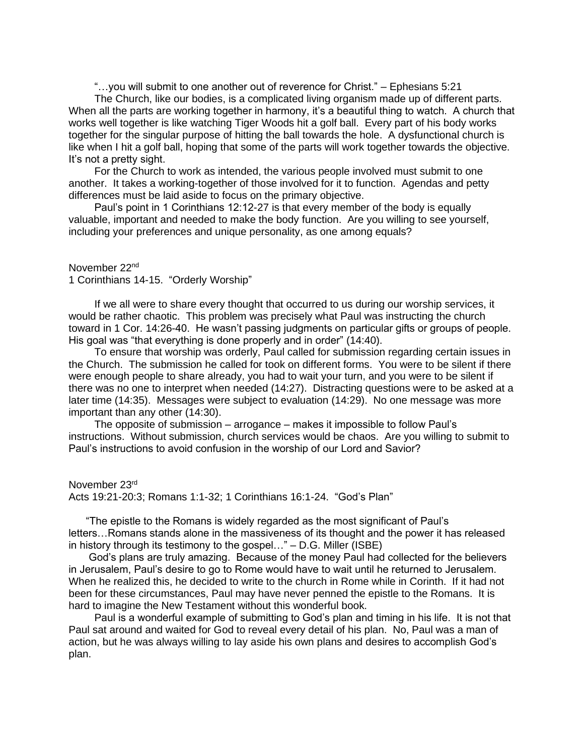"…you will submit to one another out of reverence for Christ." – Ephesians 5:21

The Church, like our bodies, is a complicated living organism made up of different parts. When all the parts are working together in harmony, it's a beautiful thing to watch. A church that works well together is like watching Tiger Woods hit a golf ball. Every part of his body works together for the singular purpose of hitting the ball towards the hole. A dysfunctional church is like when I hit a golf ball, hoping that some of the parts will work together towards the objective. It's not a pretty sight.

For the Church to work as intended, the various people involved must submit to one another. It takes a working-together of those involved for it to function. Agendas and petty differences must be laid aside to focus on the primary objective.

Paul's point in 1 Corinthians 12:12-27 is that every member of the body is equally valuable, important and needed to make the body function. Are you willing to see yourself, including your preferences and unique personality, as one among equals?

November 22nd
1 Corinthians 14-15. "Orderly Worship"

If we all were to share every thought that occurred to us during our worship services, it would be rather chaotic. This problem was precisely what Paul was instructing the church toward in 1 Cor. 14:26-40. He wasn't passing judgments on particular gifts or groups of people. His goal was "that everything is done properly and in order" (14:40).

To ensure that worship was orderly, Paul called for submission regarding certain issues in the Church. The submission he called for took on different forms. You were to be silent if there were enough people to share already, you had to wait your turn, and you were to be silent if there was no one to interpret when needed (14:27). Distracting questions were to be asked at a later time (14:35). Messages were subject to evaluation (14:29). No one message was more important than any other (14:30).

The opposite of submission – arrogance – makes it impossible to follow Paul's instructions. Without submission, church services would be chaos. Are you willing to submit to Paul's instructions to avoid confusion in the worship of our Lord and Savior?

November 23rd
Acts 19:21-20:3; Romans 1:1-32; 1 Corinthians 16:1-24. "God's Plan"

"The epistle to the Romans is widely regarded as the most significant of Paul's letters…Romans stands alone in the massiveness of its thought and the power it has released in history through its testimony to the gospel…" – D.G. Miller (ISBE)

God's plans are truly amazing. Because of the money Paul had collected for the believers in Jerusalem, Paul's desire to go to Rome would have to wait until he returned to Jerusalem. When he realized this, he decided to write to the church in Rome while in Corinth. If it had not been for these circumstances, Paul may have never penned the epistle to the Romans. It is hard to imagine the New Testament without this wonderful book.

Paul is a wonderful example of submitting to God's plan and timing in his life. It is not that Paul sat around and waited for God to reveal every detail of his plan. No, Paul was a man of action, but he was always willing to lay aside his own plans and desires to accomplish God's plan.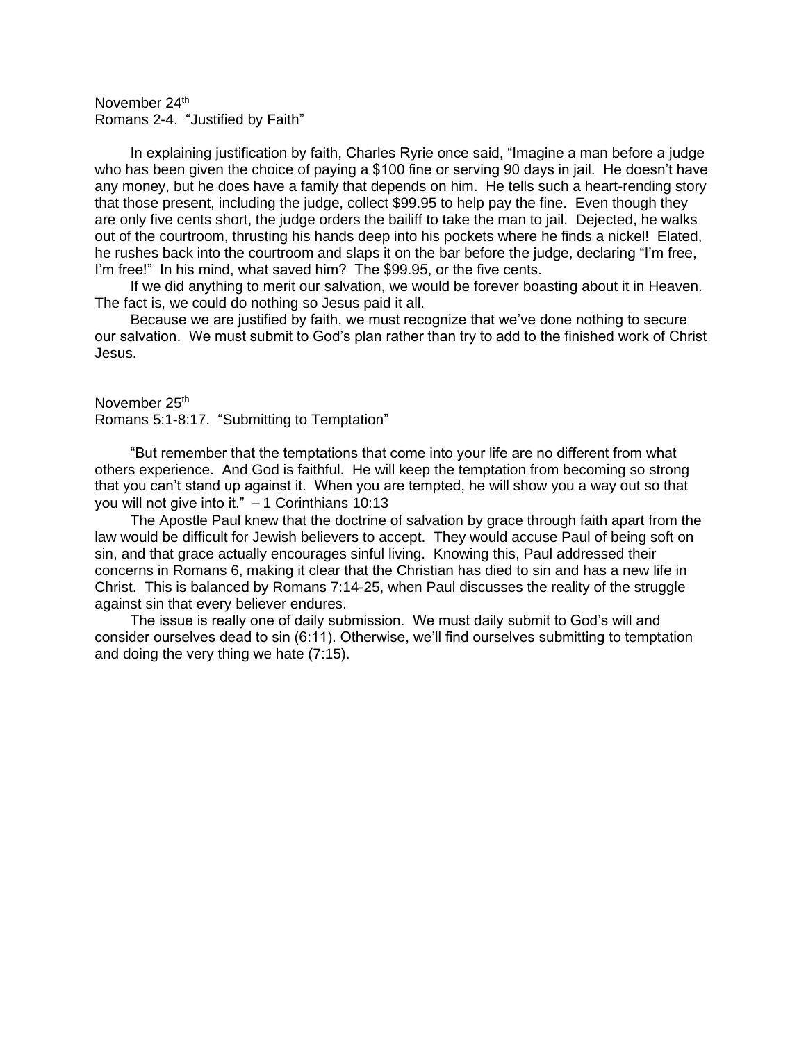November 24th
Romans 2-4. "Justified by Faith"

In explaining justification by faith, Charles Ryrie once said, "Imagine a man before a judge who has been given the choice of paying a $100 fine or serving 90 days in jail. He doesn't have any money, but he does have a family that depends on him. He tells such a heart-rending story that those present, including the judge, collect $99.95 to help pay the fine. Even though they are only five cents short, the judge orders the bailiff to take the man to jail. Dejected, he walks out of the courtroom, thrusting his hands deep into his pockets where he finds a nickel! Elated, he rushes back into the courtroom and slaps it on the bar before the judge, declaring "I'm free, I'm free!" In his mind, what saved him? The $99.95, or the five cents.

If we did anything to merit our salvation, we would be forever boasting about it in Heaven. The fact is, we could do nothing so Jesus paid it all.

Because we are justified by faith, we must recognize that we've done nothing to secure our salvation. We must submit to God's plan rather than try to add to the finished work of Christ Jesus.

November 25th
Romans 5:1-8:17. "Submitting to Temptation"

"But remember that the temptations that come into your life are no different from what others experience. And God is faithful. He will keep the temptation from becoming so strong that you can't stand up against it. When you are tempted, he will show you a way out so that you will not give into it." – 1 Corinthians 10:13

The Apostle Paul knew that the doctrine of salvation by grace through faith apart from the law would be difficult for Jewish believers to accept. They would accuse Paul of being soft on sin, and that grace actually encourages sinful living. Knowing this, Paul addressed their concerns in Romans 6, making it clear that the Christian has died to sin and has a new life in Christ. This is balanced by Romans 7:14-25, when Paul discusses the reality of the struggle against sin that every believer endures.

The issue is really one of daily submission. We must daily submit to God's will and consider ourselves dead to sin (6:11). Otherwise, we'll find ourselves submitting to temptation and doing the very thing we hate (7:15).